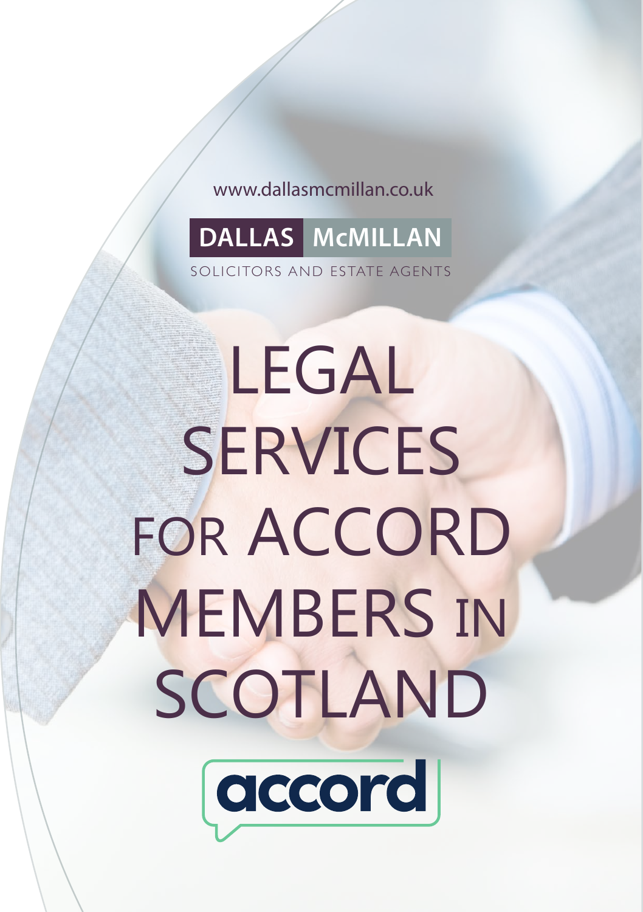www.dallasmcmillan.co.uk

**DALLAS McMILLAN**

SOLICITORS AND ESTATE AGENTS

# LEGAL SERVICES FOR ACCORD MEMBERS IN SCOTLAND

accord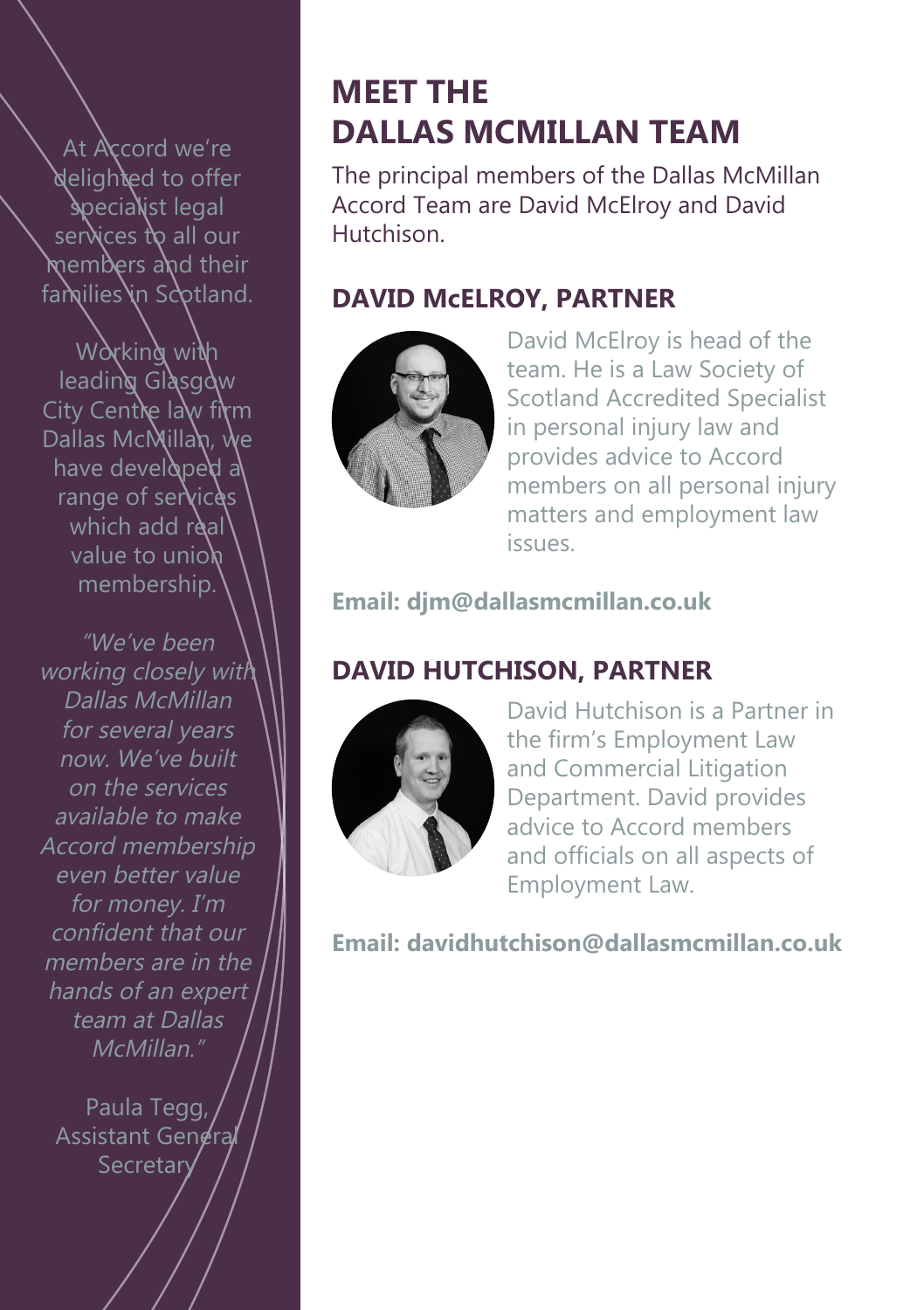At Accord we're delighted to offer specialist legal services to all our members and their families in Scotland.

Working with leading Glasgow City Centre law firm Dallas McMillan, we have developed a range of services which add real value to union membership.

*"We've been working closely with Dallas McMillan for several years now. We've built on the services available to make Accord membership even better value for money. I'm confident that our members are in the hands of an expert team at Dallas McMillan."*

Paula Tegg, Assistant General Secretary

# MEET THE DALLAS MCMILLAN TEAM

The principal members of the Dallas McMillan Accord Team are David McElroy and David Hutchison.

## DAVID McELROY, PARTNER

David McElroy is head of the team. He is a Law Society of Scotland Accredited Specialist in personal injury law and provides advice to Accord members on all personal injury matters and employment law issues.

**Email: djm@dallasmcmillan.co.uk**

## DAVID HUTCHISON, PARTNER

David Hutchison is a Partner in the firm's Employment Law and Commercial Litigation Department. David provides advice to Accord members and officials on all aspects of Employment Law.

**Email: davidhutchison@dallasmcmillan.co.uk**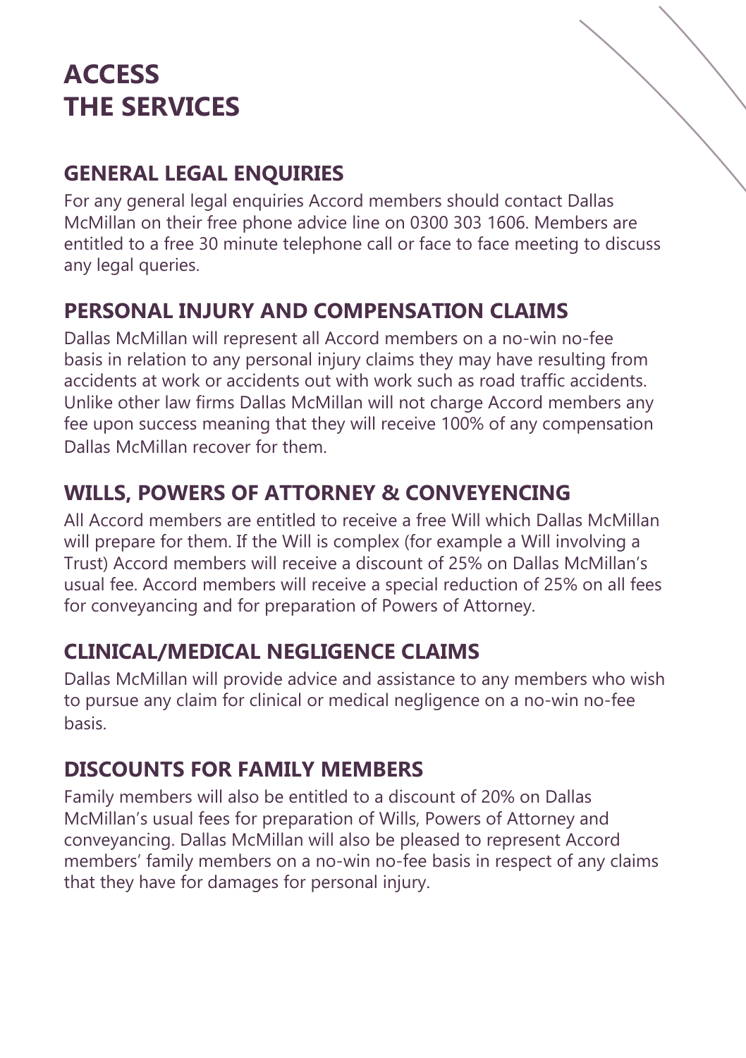# ACCESS THE SERVICES

## GENERAL LEGAL ENQUIRIES

For any general legal enquiries Accord members should contact Dallas McMillan on their free phone advice line on 0300 303 1606. Members are entitled to a free 30 minute telephone call or face to face meeting to discuss any legal queries.

## PERSONAL INJURY AND COMPENSATION CLAIMS

Dallas McMillan will represent all Accord members on a no-win no-fee basis in relation to any personal injury claims they may have resulting from accidents at work or accidents out with work such as road traffic accidents. Unlike other law firms Dallas McMillan will not charge Accord members any fee upon success meaning that they will receive 100% of any compensation Dallas McMillan recover for them.

## WILLS, POWERS OF ATTORNEY & CONVEYENCING

All Accord members are entitled to receive a free Will which Dallas McMillan will prepare for them. If the Will is complex (for example a Will involving a Trust) Accord members will receive a discount of 25% on Dallas McMillan's usual fee. Accord members will receive a special reduction of 25% on all fees for conveyancing and for preparation of Powers of Attorney.

## CLINICAL/MEDICAL NEGLIGENCE CLAIMS

Dallas McMillan will provide advice and assistance to any members who wish to pursue any claim for clinical or medical negligence on a no-win no-fee basis.

## DISCOUNTS FOR FAMILY MEMBERS

Family members will also be entitled to a discount of 20% on Dallas McMillan's usual fees for preparation of Wills, Powers of Attorney and conveyancing. Dallas McMillan will also be pleased to represent Accord members' family members on a no-win no-fee basis in respect of any claims that they have for damages for personal injury.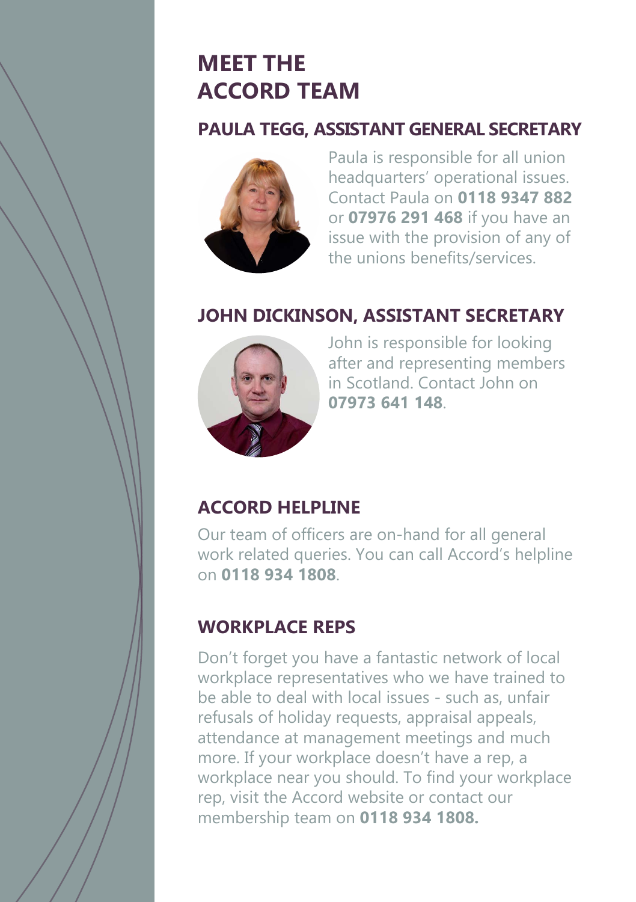# MEET THE ACCORD TEAM

## PAULA TEGG, ASSISTANT GENERAL SECRETARY

Paula is responsible for all union headquarters' operational issues. Contact Paula on **0118 9347 882** or **07976 291 468** if you have an issue with the provision of any of the unions benefits/services.

## JOHN DICKINSON, ASSISTANT SECRETARY

John is responsible for looking after and representing members in Scotland. Contact John on **07973 641 148**.

## ACCORD HELPLINE

Our team of officers are on-hand for all general work related queries. You can call Accord's helpline on **0118 934 1808**.

## WORKPLACE REPS

Don't forget you have a fantastic network of local workplace representatives who we have trained to be able to deal with local issues - such as, unfair refusals of holiday requests, appraisal appeals, attendance at management meetings and much more. If your workplace doesn't have a rep, a workplace near you should. To find your workplace rep, visit the Accord website or contact our membership team on **0118 934 1808.**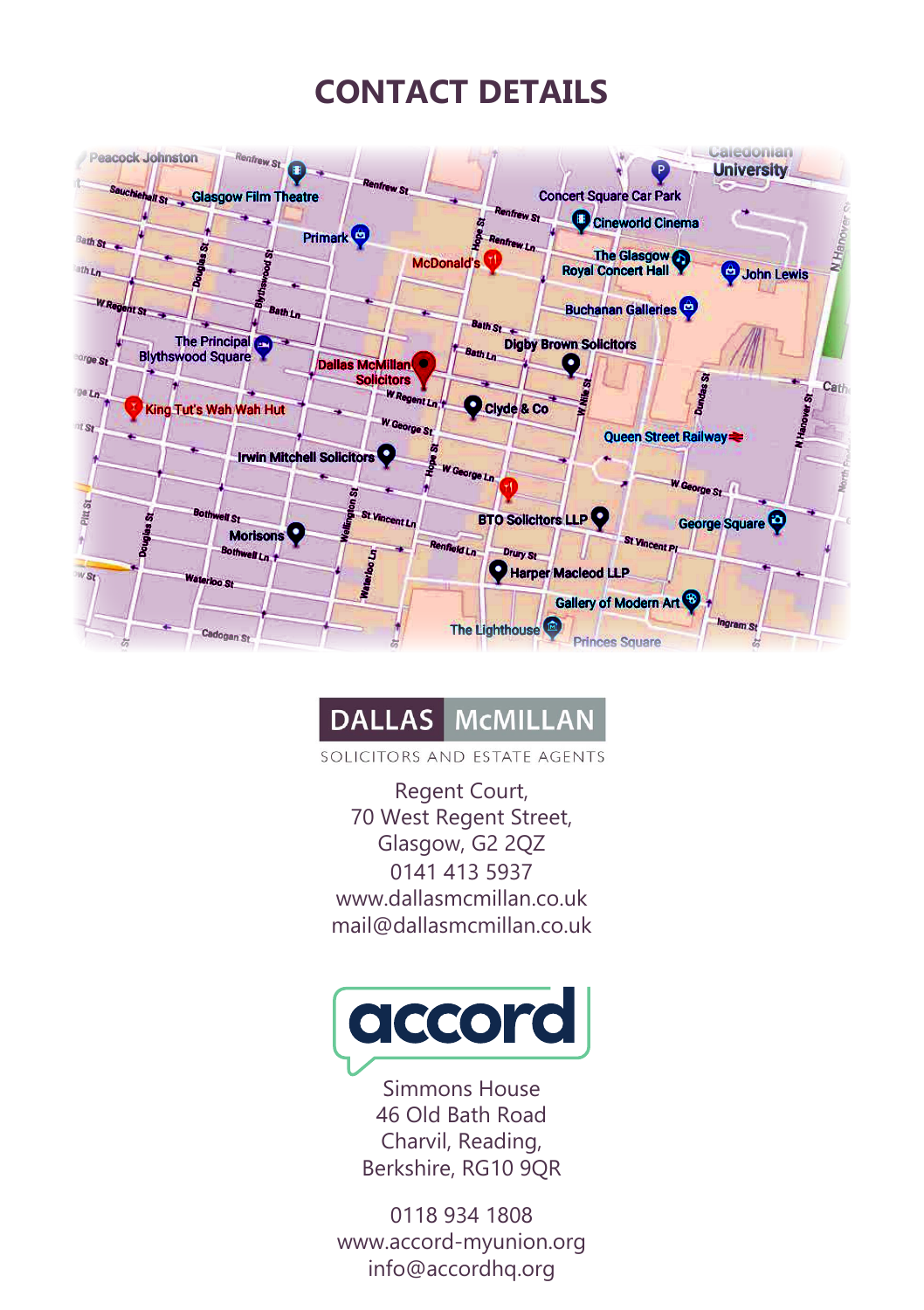# CONTACT DETAILS

DALLAS McMILLAN

SOLICITORS AND ESTATE AGENTS

Regent Court,
70 West Regent Street,
Glasgow, G2 2QZ
0141 413 5937
www.dallasmcmillan.co.uk
mail@dallasmcmillan.co.uk

accord

Simmons House
46 Old Bath Road
Charvil, Reading,
Berkshire, RG10 9QR

0118 934 1808
www.accord-myunion.org
info@accordhq.org